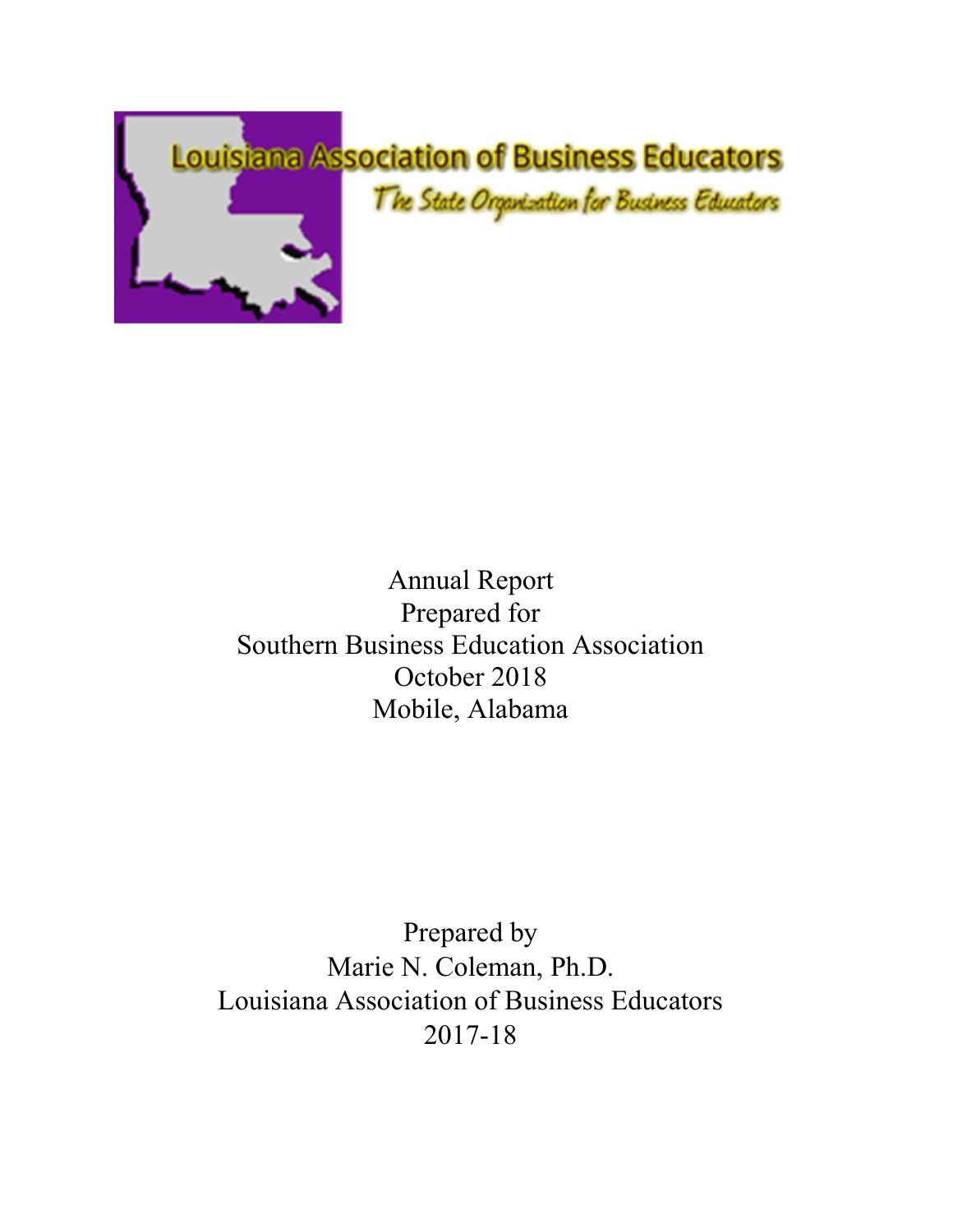# Louisiana Association of Business Educators

*The State Organization for Business Educators*

Annual Report
Prepared for
Southern Business Education Association
October 2018
Mobile, Alabama

Prepared by
Marie N. Coleman, Ph.D.
Louisiana Association of Business Educators
2017-18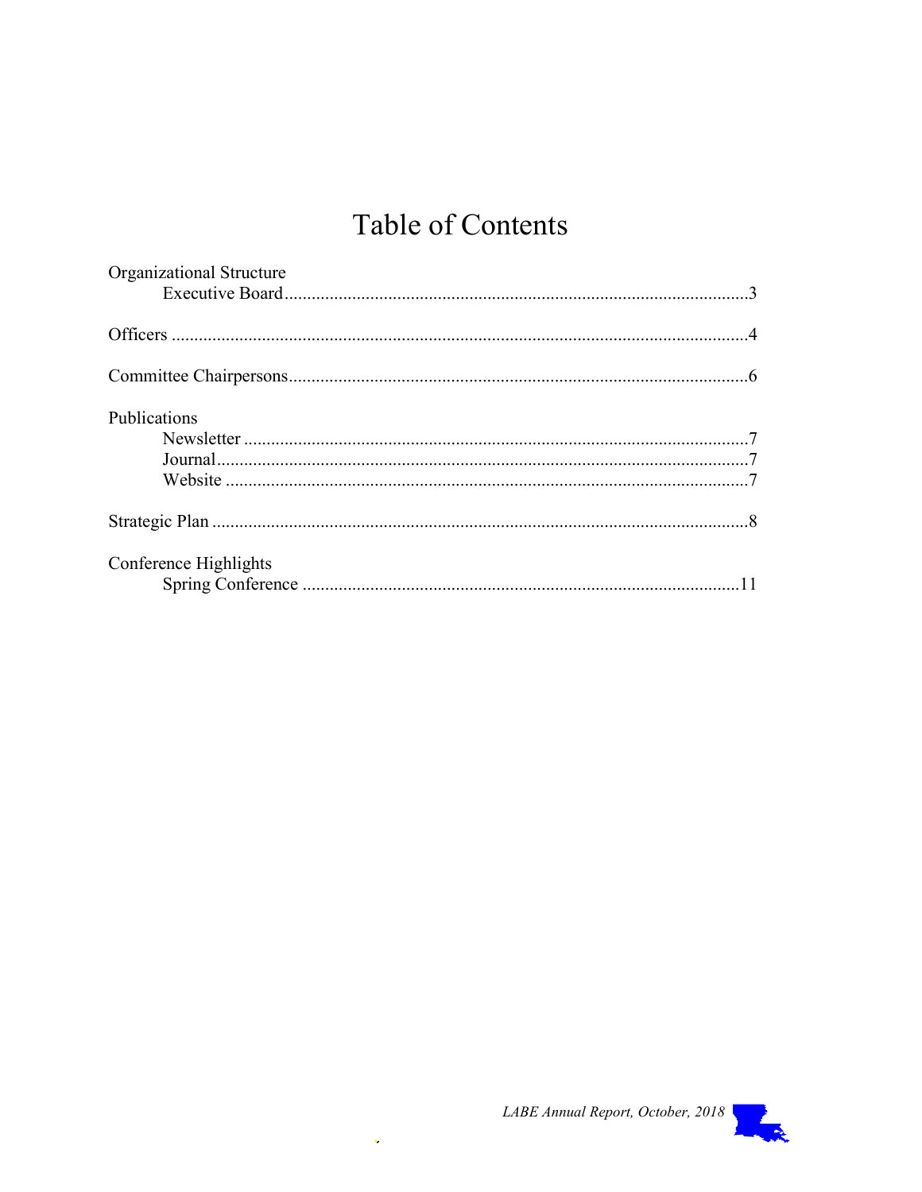# Table of Contents

Organizational Structure
- Executive Board ..... 3

Officers ..... 4

Committee Chairpersons ..... 6

Publications
- Newsletter ..... 7
- Journal ..... 7
- Website ..... 7

Strategic Plan ..... 8

Conference Highlights
- Spring Conference ..... 11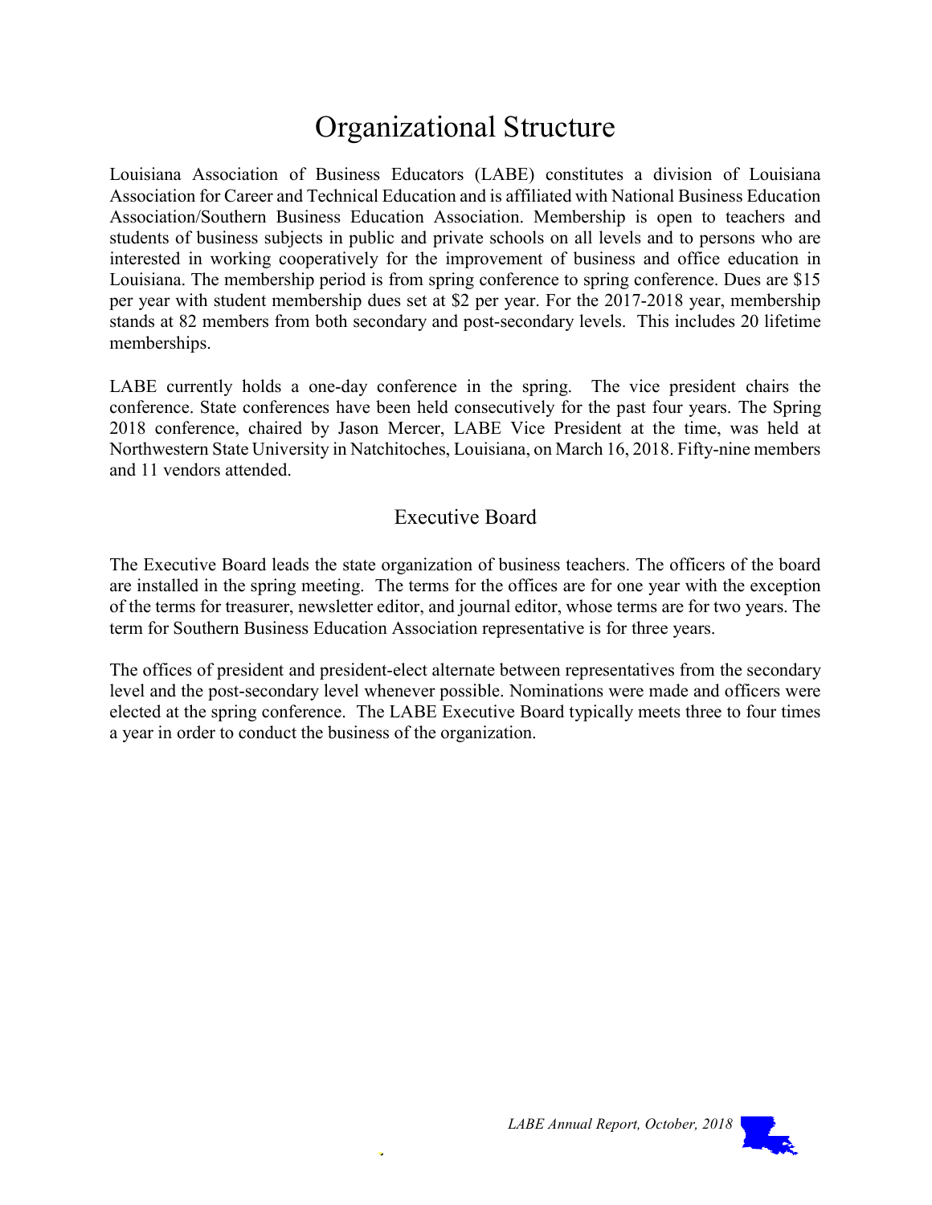# Organizational Structure

Louisiana Association of Business Educators (LABE) constitutes a division of Louisiana Association for Career and Technical Education and is affiliated with National Business Education Association/Southern Business Education Association. Membership is open to teachers and students of business subjects in public and private schools on all levels and to persons who are interested in working cooperatively for the improvement of business and office education in Louisiana. The membership period is from spring conference to spring conference. Dues are $15 per year with student membership dues set at $2 per year. For the 2017-2018 year, membership stands at 82 members from both secondary and post-secondary levels. This includes 20 lifetime memberships.

LABE currently holds a one-day conference in the spring. The vice president chairs the conference. State conferences have been held consecutively for the past four years. The Spring 2018 conference, chaired by Jason Mercer, LABE Vice President at the time, was held at Northwestern State University in Natchitoches, Louisiana, on March 16, 2018. Fifty-nine members and 11 vendors attended.

## Executive Board

The Executive Board leads the state organization of business teachers. The officers of the board are installed in the spring meeting. The terms for the offices are for one year with the exception of the terms for treasurer, newsletter editor, and journal editor, whose terms are for two years. The term for Southern Business Education Association representative is for three years.

The offices of president and president-elect alternate between representatives from the secondary level and the post-secondary level whenever possible. Nominations were made and officers were elected at the spring conference. The LABE Executive Board typically meets three to four times a year in order to conduct the business of the organization.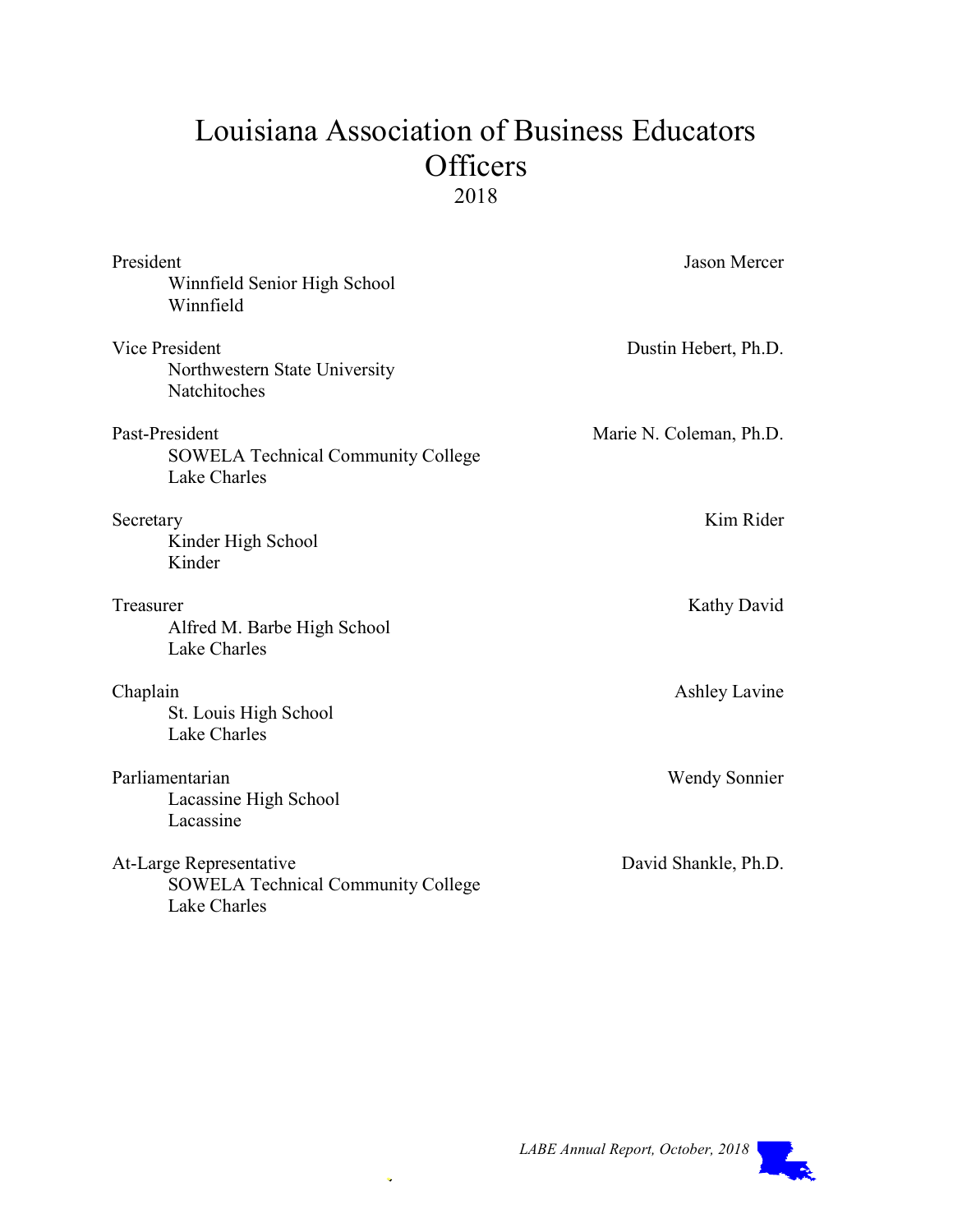# Louisiana Association of Business Educators Officers

2018

**President** — Jason Mercer
Winnfield Senior High School
Winnfield

**Vice President** — Dustin Hebert, Ph.D.
Northwestern State University
Natchitoches

**Past-President** — Marie N. Coleman, Ph.D.
SOWELA Technical Community College
Lake Charles

**Secretary** — Kim Rider
Kinder High School
Kinder

**Treasurer** — Kathy David
Alfred M. Barbe High School
Lake Charles

**Chaplain** — Ashley Lavine
St. Louis High School
Lake Charles

**Parliamentarian** — Wendy Sonnier
Lacassine High School
Lacassine

**At-Large Representative** — David Shankle, Ph.D.
SOWELA Technical Community College
Lake Charles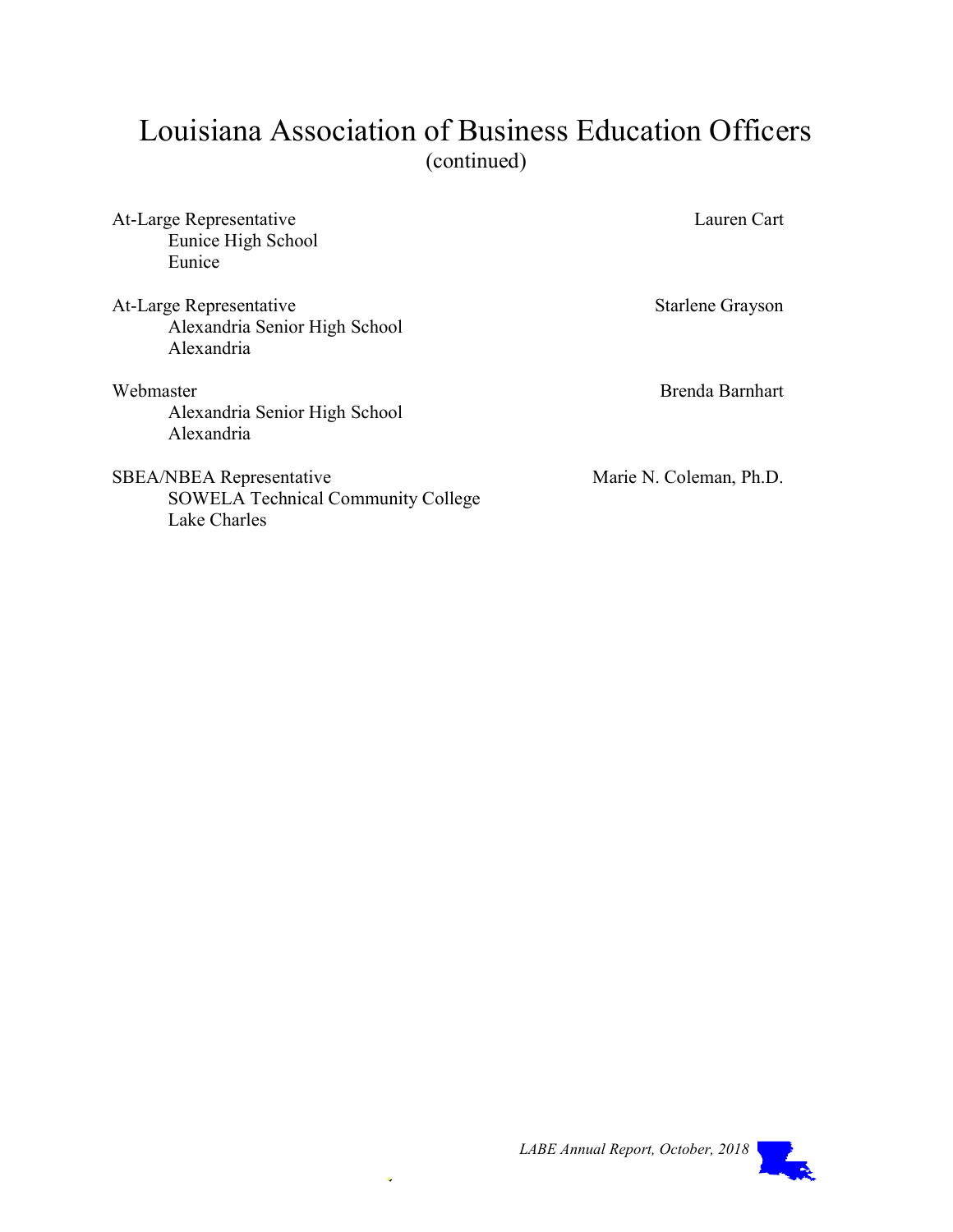# Louisiana Association of Business Education Officers
(continued)

At-Large Representative — Lauren Cart
Eunice High School
Eunice

At-Large Representative — Starlene Grayson
Alexandria Senior High School
Alexandria

Webmaster — Brenda Barnhart
Alexandria Senior High School
Alexandria

SBEA/NBEA Representative — Marie N. Coleman, Ph.D.
SOWELA Technical Community College
Lake Charles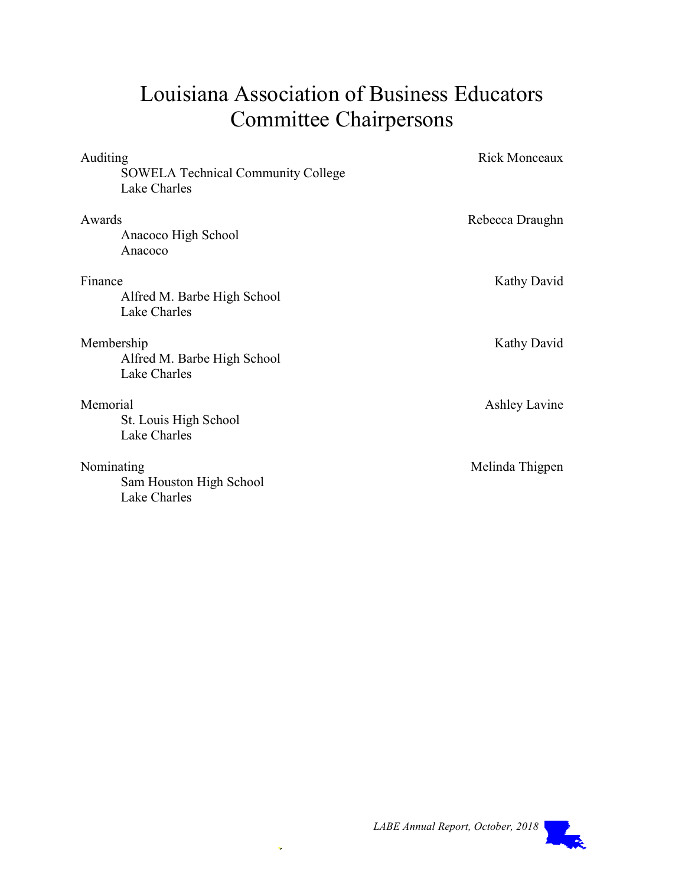# Louisiana Association of Business Educators
# Committee Chairpersons

| Committee | Chairperson |
| --- | --- |
| **Auditing**<br>SOWELA Technical Community College<br>Lake Charles | Rick Monceaux |
| **Awards**<br>Anacoco High School<br>Anacoco | Rebecca Draughn |
| **Finance**<br>Alfred M. Barbe High School<br>Lake Charles | Kathy David |
| **Membership**<br>Alfred M. Barbe High School<br>Lake Charles | Kathy David |
| **Memorial**<br>St. Louis High School<br>Lake Charles | Ashley Lavine |
| **Nominating**<br>Sam Houston High School<br>Lake Charles | Melinda Thigpen |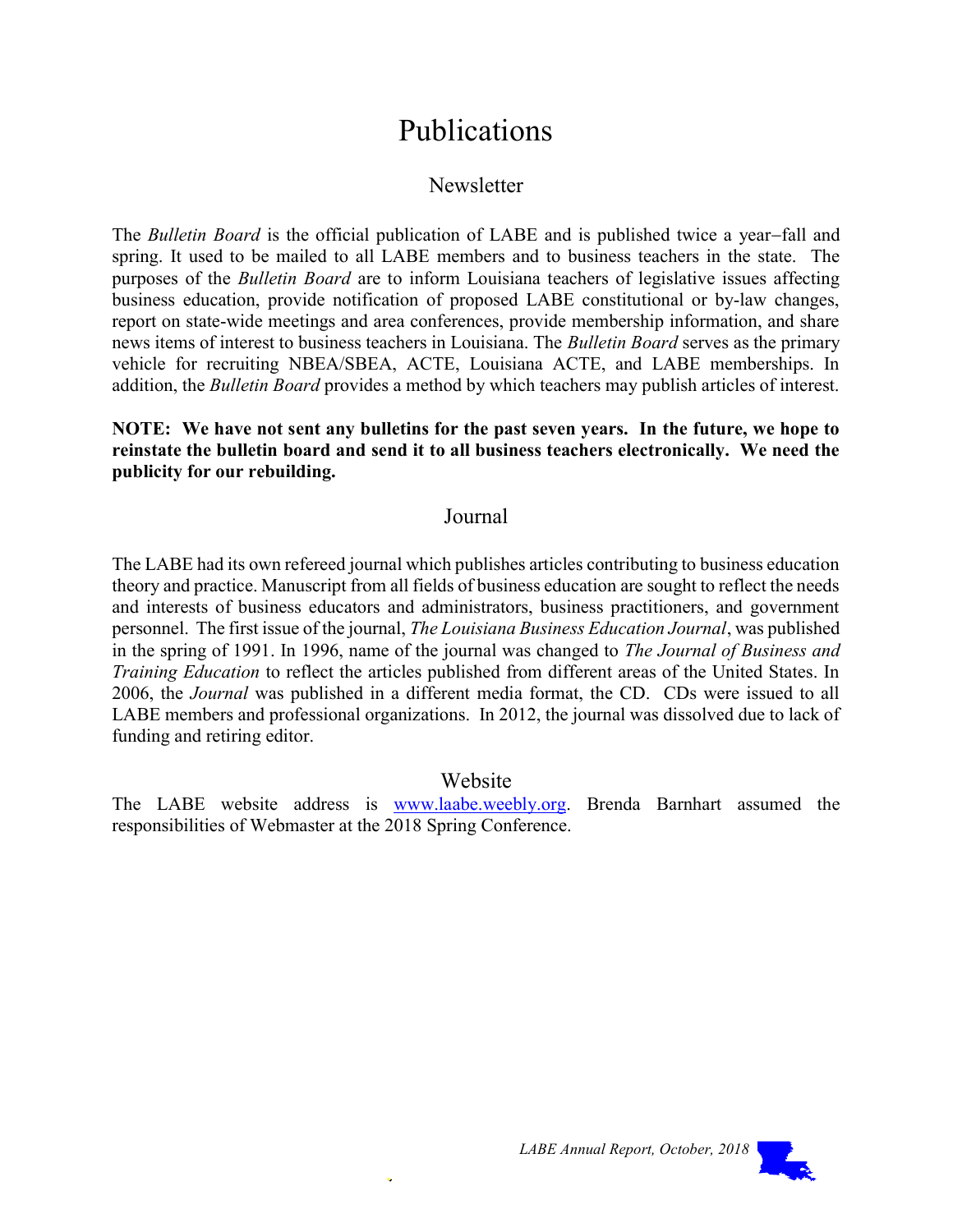# Publications

## Newsletter

The *Bulletin Board* is the official publication of LABE and is published twice a year–fall and spring. It used to be mailed to all LABE members and to business teachers in the state. The purposes of the *Bulletin Board* are to inform Louisiana teachers of legislative issues affecting business education, provide notification of proposed LABE constitutional or by-law changes, report on state-wide meetings and area conferences, provide membership information, and share news items of interest to business teachers in Louisiana. The *Bulletin Board* serves as the primary vehicle for recruiting NBEA/SBEA, ACTE, Louisiana ACTE, and LABE memberships. In addition, the *Bulletin Board* provides a method by which teachers may publish articles of interest.

**NOTE: We have not sent any bulletins for the past seven years. In the future, we hope to reinstate the bulletin board and send it to all business teachers electronically. We need the publicity for our rebuilding.**

## Journal

The LABE had its own refereed journal which publishes articles contributing to business education theory and practice. Manuscript from all fields of business education are sought to reflect the needs and interests of business educators and administrators, business practitioners, and government personnel. The first issue of the journal, *The Louisiana Business Education Journal*, was published in the spring of 1991. In 1996, name of the journal was changed to *The Journal of Business and Training Education* to reflect the articles published from different areas of the United States. In 2006, the *Journal* was published in a different media format, the CD. CDs were issued to all LABE members and professional organizations. In 2012, the journal was dissolved due to lack of funding and retiring editor.

## Website

The LABE website address is [www.laabe.weebly.org](www.laabe.weebly.org). Brenda Barnhart assumed the responsibilities of Webmaster at the 2018 Spring Conference.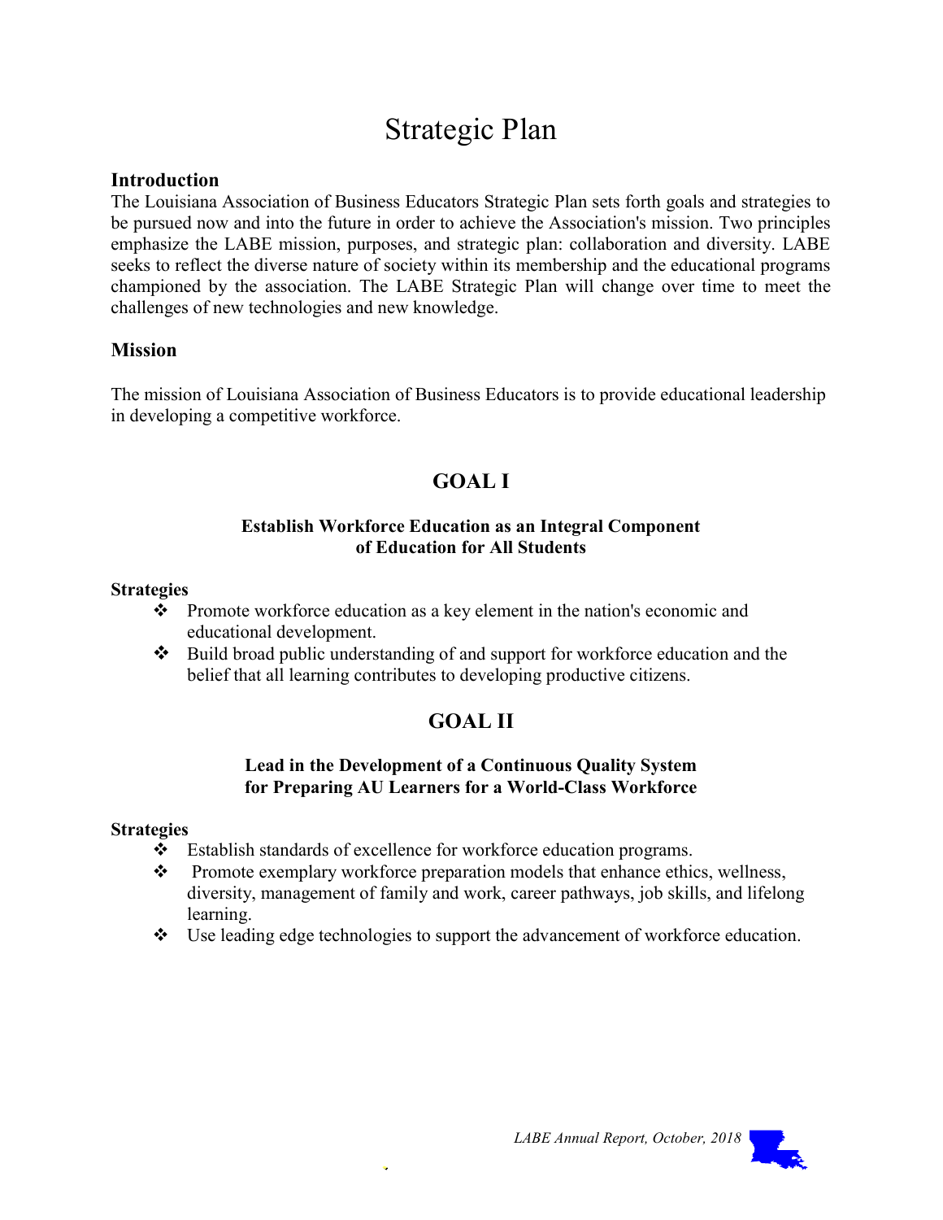# Strategic Plan

## Introduction

The Louisiana Association of Business Educators Strategic Plan sets forth goals and strategies to be pursued now and into the future in order to achieve the Association's mission. Two principles emphasize the LABE mission, purposes, and strategic plan: collaboration and diversity. LABE seeks to reflect the diverse nature of society within its membership and the educational programs championed by the association. The LABE Strategic Plan will change over time to meet the challenges of new technologies and new knowledge.

## Mission

The mission of Louisiana Association of Business Educators is to provide educational leadership in developing a competitive workforce.

## GOAL I

**Establish Workforce Education as an Integral Component of Education for All Students**

**Strategies**

- Promote workforce education as a key element in the nation's economic and educational development.
- Build broad public understanding of and support for workforce education and the belief that all learning contributes to developing productive citizens.

## GOAL II

**Lead in the Development of a Continuous Quality System for Preparing AU Learners for a World-Class Workforce**

**Strategies**

- Establish standards of excellence for workforce education programs.
- Promote exemplary workforce preparation models that enhance ethics, wellness, diversity, management of family and work, career pathways, job skills, and lifelong learning.
- Use leading edge technologies to support the advancement of workforce education.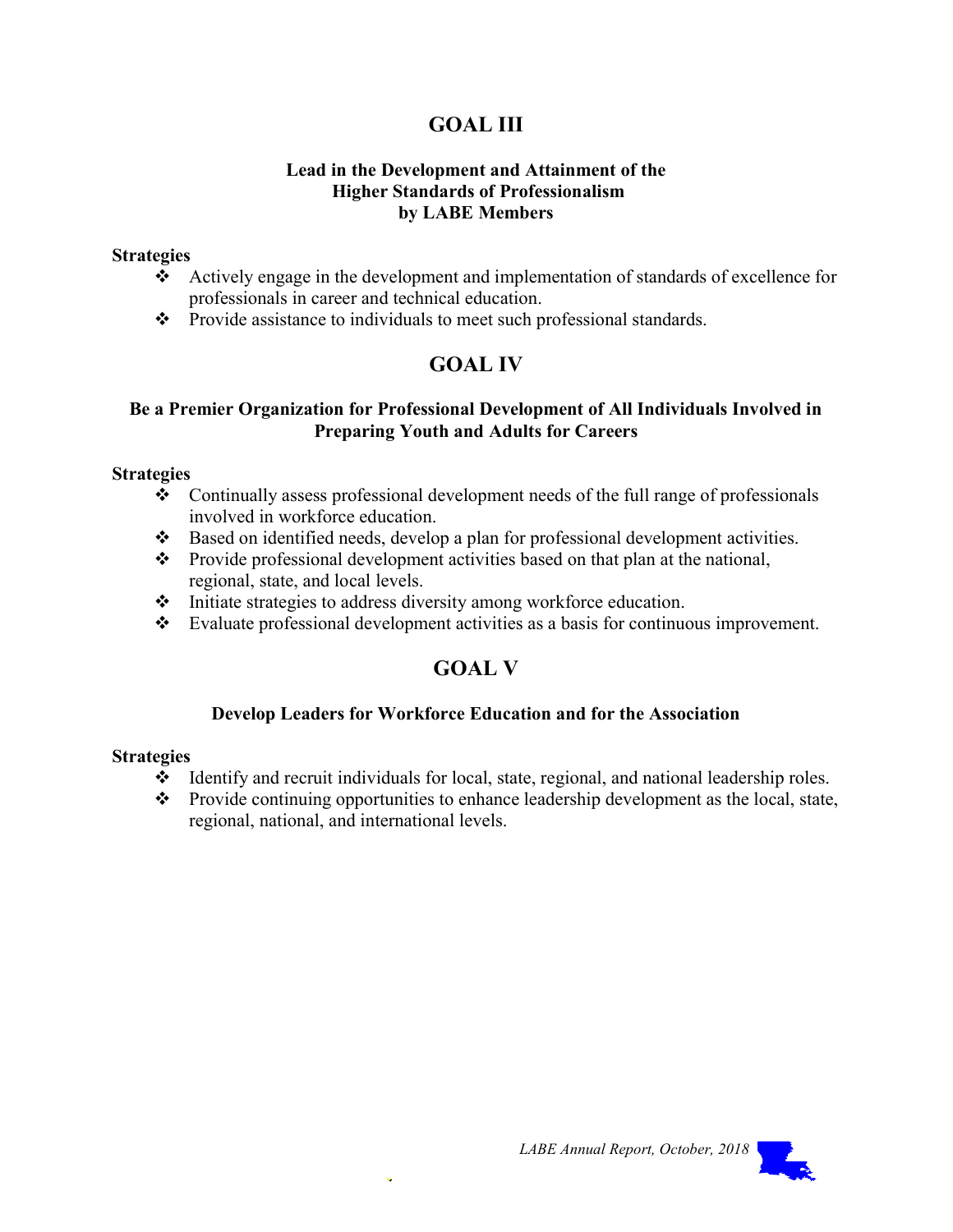# GOAL III

### Lead in the Development and Attainment of the Higher Standards of Professionalism by LABE Members

**Strategies**

- Actively engage in the development and implementation of standards of excellence for professionals in career and technical education.
- Provide assistance to individuals to meet such professional standards.

# GOAL IV

### Be a Premier Organization for Professional Development of All Individuals Involved in Preparing Youth and Adults for Careers

**Strategies**

- Continually assess professional development needs of the full range of professionals involved in workforce education.
- Based on identified needs, develop a plan for professional development activities.
- Provide professional development activities based on that plan at the national, regional, state, and local levels.
- Initiate strategies to address diversity among workforce education.
- Evaluate professional development activities as a basis for continuous improvement.

# GOAL V

### Develop Leaders for Workforce Education and for the Association

**Strategies**

- Identify and recruit individuals for local, state, regional, and national leadership roles.
- Provide continuing opportunities to enhance leadership development as the local, state, regional, national, and international levels.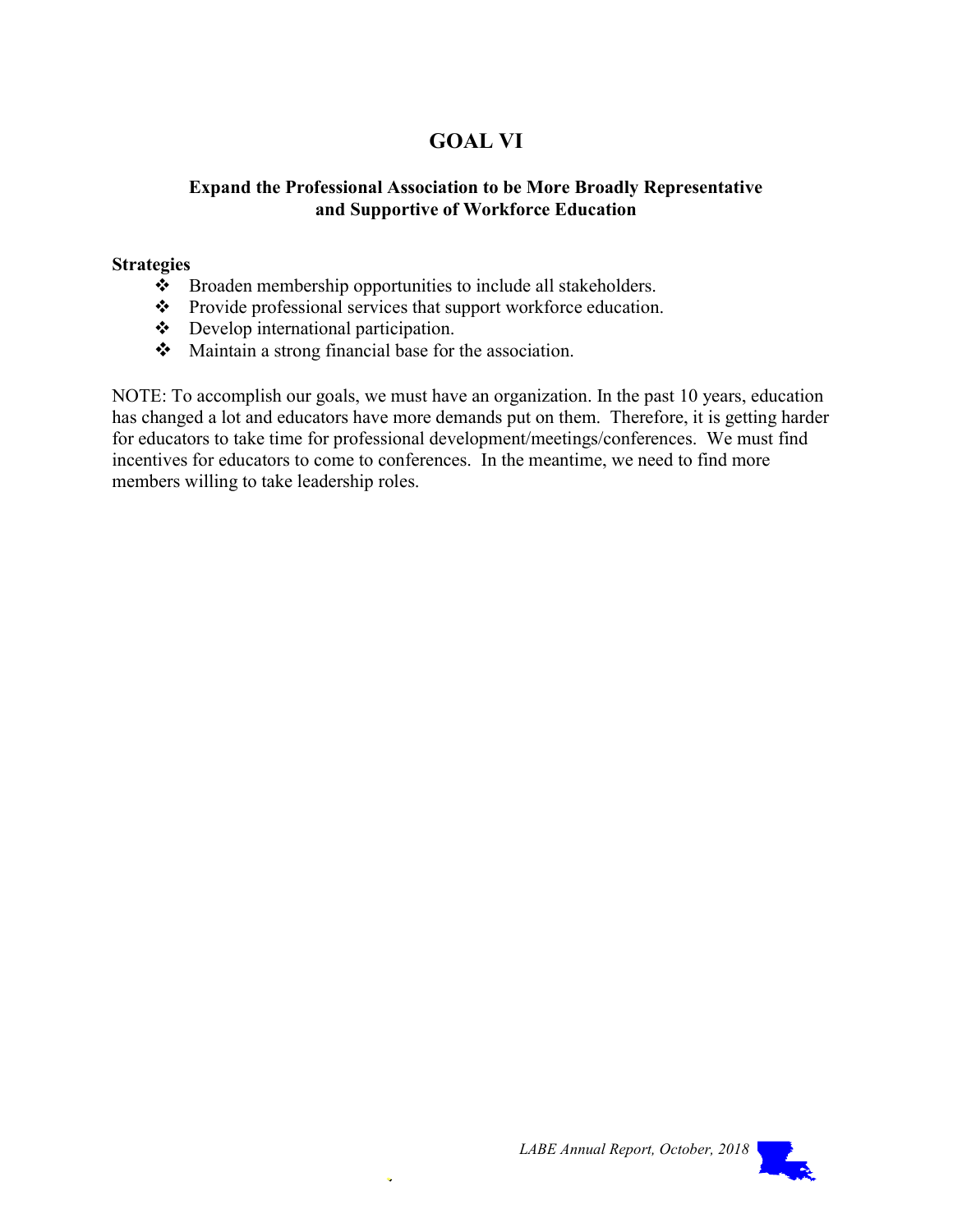# GOAL VI

### Expand the Professional Association to be More Broadly Representative and Supportive of Workforce Education

**Strategies**

- Broaden membership opportunities to include all stakeholders.
- Provide professional services that support workforce education.
- Develop international participation.
- Maintain a strong financial base for the association.

NOTE: To accomplish our goals, we must have an organization. In the past 10 years, education has changed a lot and educators have more demands put on them. Therefore, it is getting harder for educators to take time for professional development/meetings/conferences. We must find incentives for educators to come to conferences. In the meantime, we need to find more members willing to take leadership roles.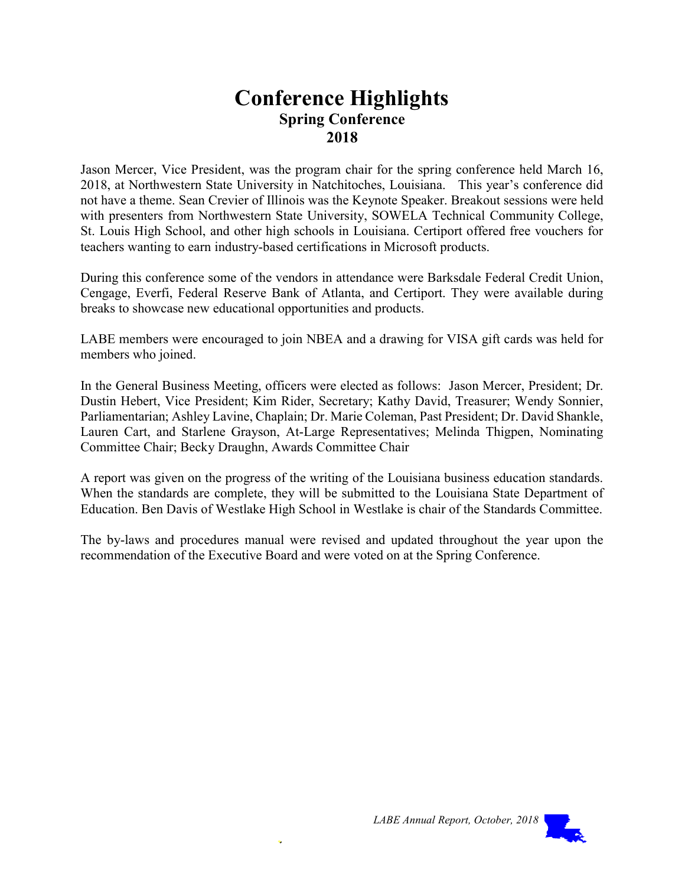# Conference Highlights

## Spring Conference

## 2018

Jason Mercer, Vice President, was the program chair for the spring conference held March 16, 2018, at Northwestern State University in Natchitoches, Louisiana. This year's conference did not have a theme. Sean Crevier of Illinois was the Keynote Speaker. Breakout sessions were held with presenters from Northwestern State University, SOWELA Technical Community College, St. Louis High School, and other high schools in Louisiana. Certiport offered free vouchers for teachers wanting to earn industry-based certifications in Microsoft products.

During this conference some of the vendors in attendance were Barksdale Federal Credit Union, Cengage, Everfi, Federal Reserve Bank of Atlanta, and Certiport. They were available during breaks to showcase new educational opportunities and products.

LABE members were encouraged to join NBEA and a drawing for VISA gift cards was held for members who joined.

In the General Business Meeting, officers were elected as follows: Jason Mercer, President; Dr. Dustin Hebert, Vice President; Kim Rider, Secretary; Kathy David, Treasurer; Wendy Sonnier, Parliamentarian; Ashley Lavine, Chaplain; Dr. Marie Coleman, Past President; Dr. David Shankle, Lauren Cart, and Starlene Grayson, At-Large Representatives; Melinda Thigpen, Nominating Committee Chair; Becky Draughn, Awards Committee Chair

A report was given on the progress of the writing of the Louisiana business education standards. When the standards are complete, they will be submitted to the Louisiana State Department of Education. Ben Davis of Westlake High School in Westlake is chair of the Standards Committee.

The by-laws and procedures manual were revised and updated throughout the year upon the recommendation of the Executive Board and were voted on at the Spring Conference.